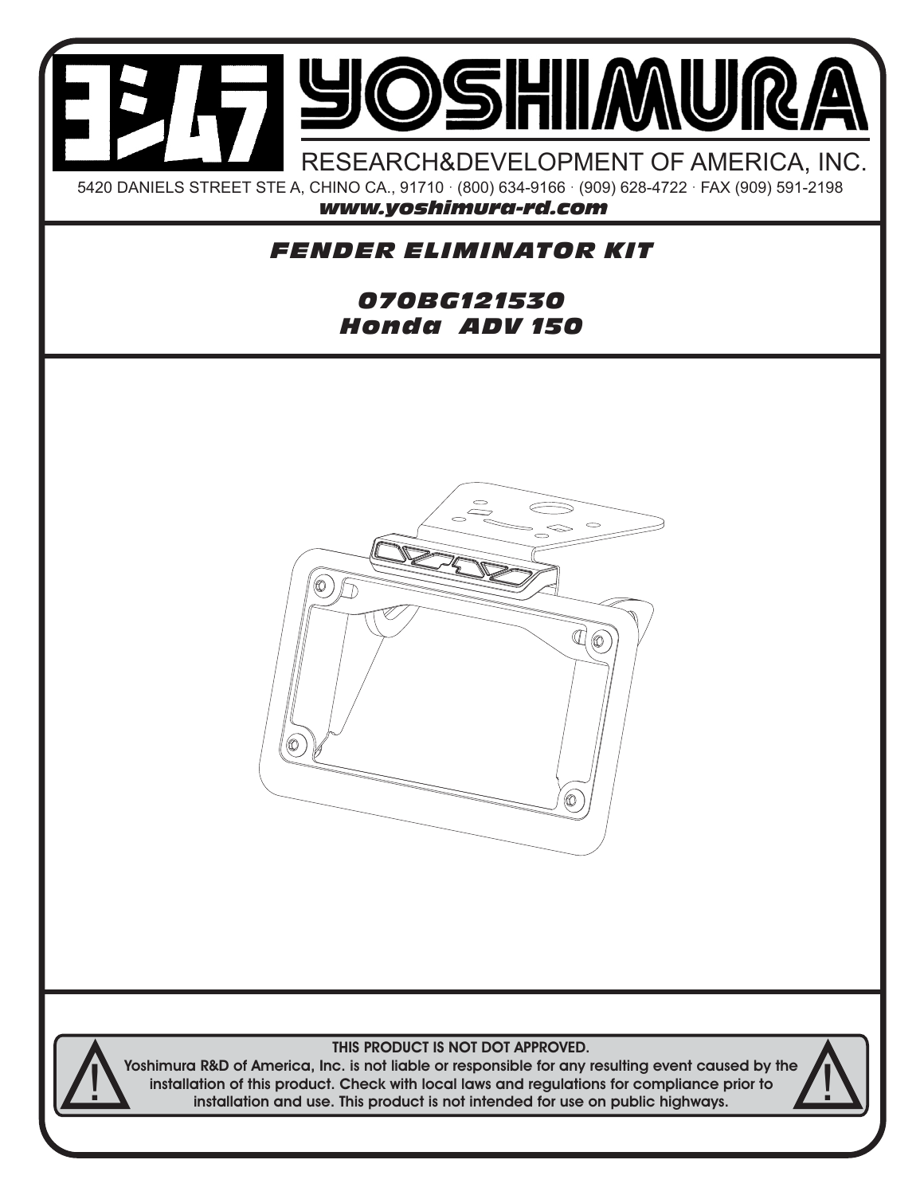# YOSHIMURA

RESEARCH&DEVELOPMENT OF AMERICA, INC.

5420 DANIELS STREET STE A, CHINO CA., 91710 · (800) 634-9166 · (909) 628-4722 · FAX (909) 591-2198

***www.yoshimura-rd.com***

## *FENDER ELIMINATOR KIT*

## *070BG121530*
## *Honda ADV 150*

**THIS PRODUCT IS NOT DOT APPROVED.**

**Yoshimura R&D of America, Inc. is not liable or responsible for any resulting event caused by the installation of this product. Check with local laws and regulations for compliance prior to installation and use. This product is not intended for use on public highways.**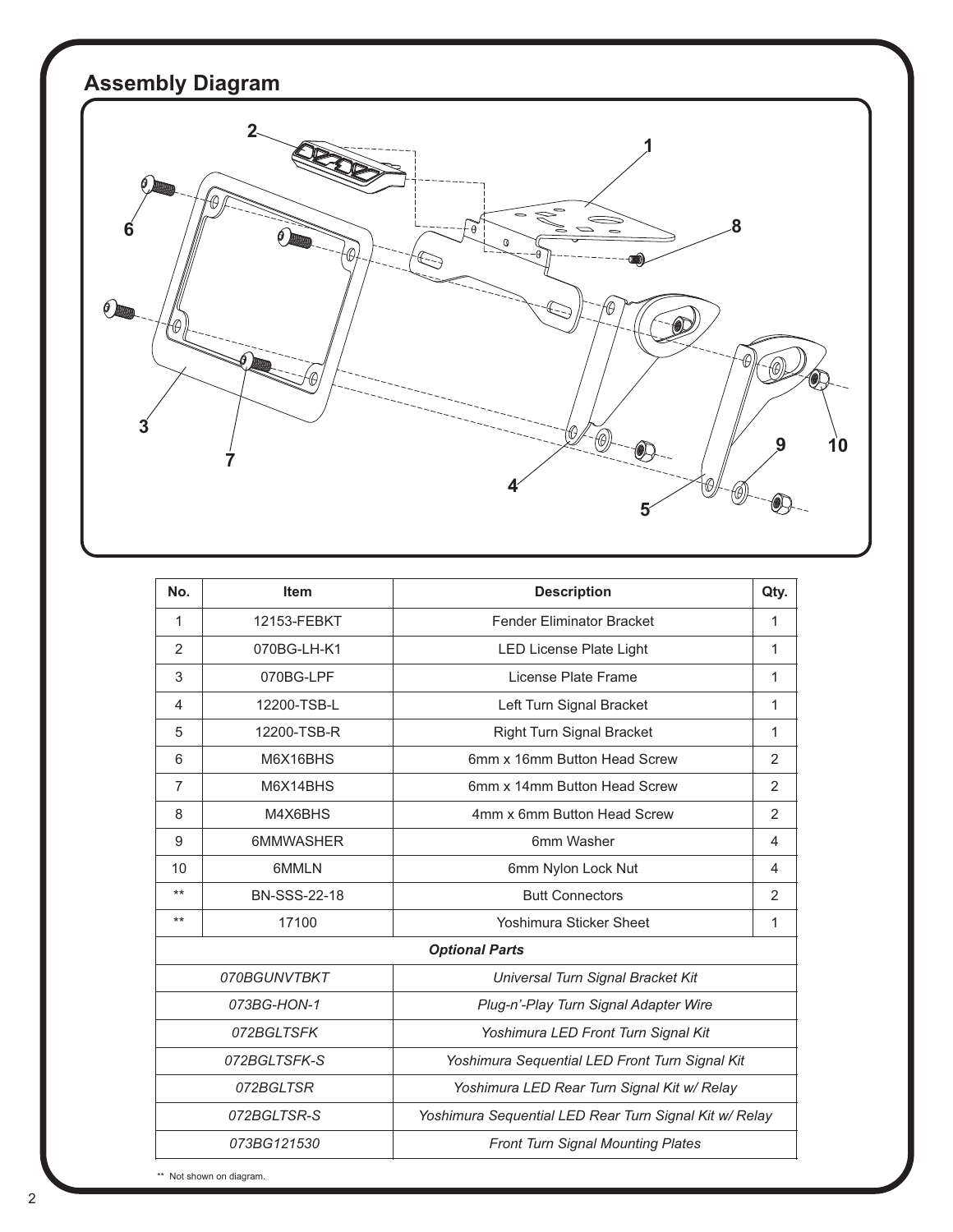## Assembly Diagram

| No. | Item | Description | Qty. |
|---|---|---|---|
| 1 | 12153-FEBKT | Fender Eliminator Bracket | 1 |
| 2 | 070BG-LH-K1 | LED License Plate Light | 1 |
| 3 | 070BG-LPF | License Plate Frame | 1 |
| 4 | 12200-TSB-L | Left Turn Signal Bracket | 1 |
| 5 | 12200-TSB-R | Right Turn Signal Bracket | 1 |
| 6 | M6X16BHS | 6mm x 16mm Button Head Screw | 2 |
| 7 | M6X14BHS | 6mm x 14mm Button Head Screw | 2 |
| 8 | M4X6BHS | 4mm x 6mm Button Head Screw | 2 |
| 9 | 6MMWASHER | 6mm Washer | 4 |
| 10 | 6MMLN | 6mm Nylon Lock Nut | 4 |
| ** | BN-SSS-22-18 | Butt Connectors | 2 |
| ** | 17100 | Yoshimura Sticker Sheet | 1 |
| ***Optional Parts*** | | | |
| *070BGUNVTBKT* | | *Universal Turn Signal Bracket Kit* | |
| *073BG-HON-1* | | *Plug-n'-Play Turn Signal Adapter Wire* | |
| *072BGLTSFK* | | *Yoshimura LED Front Turn Signal Kit* | |
| *072BGLTSFK-S* | | *Yoshimura Sequential LED Front Turn Signal Kit* | |
| *072BGLTSR* | | *Yoshimura LED Rear Turn Signal Kit w/ Relay* | |
| *072BGLTSR-S* | | *Yoshimura Sequential LED Rear Turn Signal Kit w/ Relay* | |
| *073BG121530* | | *Front Turn Signal Mounting Plates* | |

** Not shown on diagram.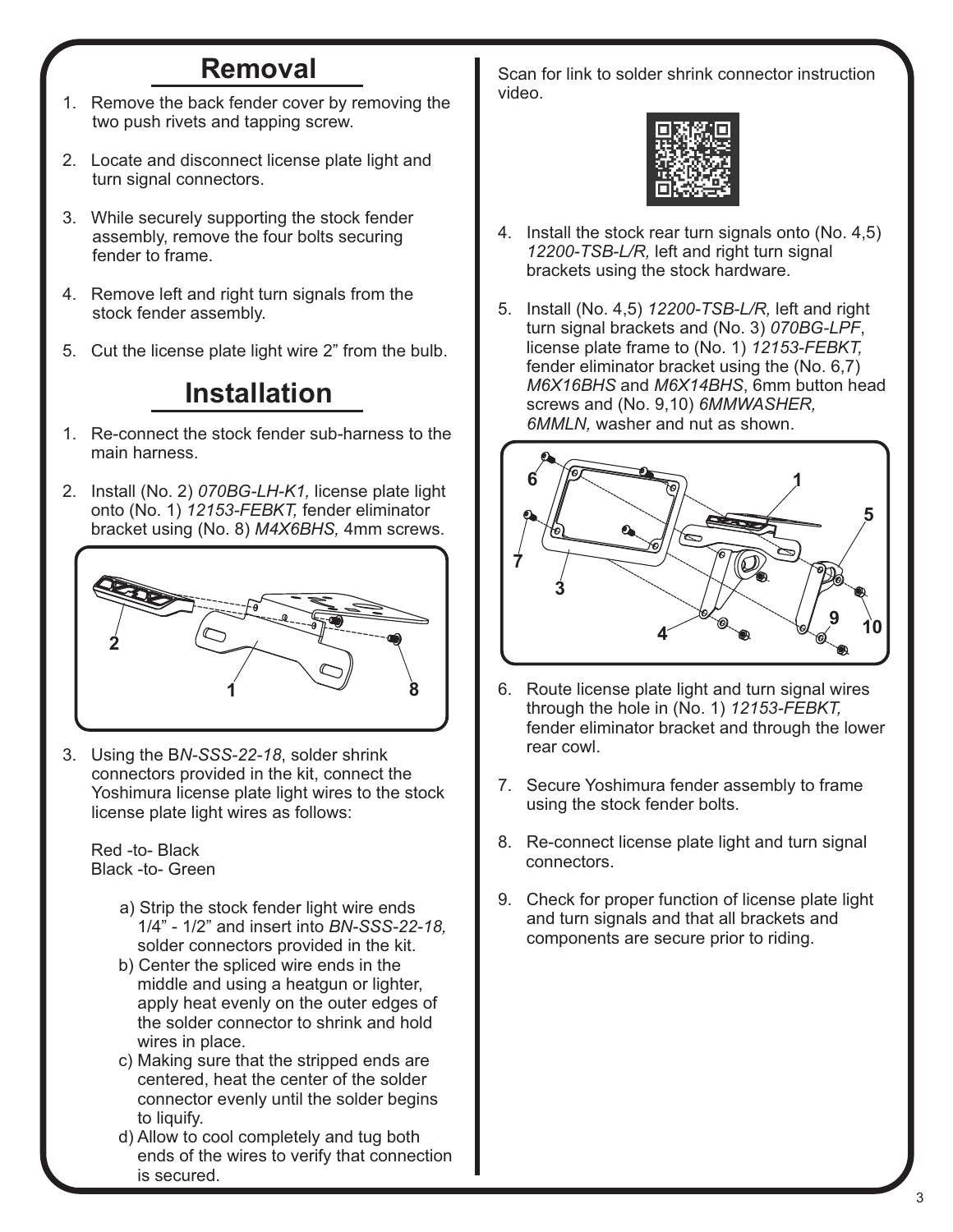## Removal

1. Remove the back fender cover by removing the two push rivets and tapping screw.

2. Locate and disconnect license plate light and turn signal connectors.

3. While securely supporting the stock fender assembly, remove the four bolts securing fender to frame.

4. Remove left and right turn signals from the stock fender assembly.

5. Cut the license plate light wire 2" from the bulb.

## Installation

1. Re-connect the stock fender sub-harness to the main harness.

2. Install (No. 2) *070BG-LH-K1,* license plate light onto (No. 1) *12153-FEBKT,* fender eliminator bracket using (No. 8) *M4X6BHS,* 4mm screws.

2
1
8

3. Using the B*N-SSS-22-18*, solder shrink connectors provided in the kit, connect the Yoshimura license plate light wires to the stock license plate light wires as follows:

   Red -to- Black
   Black -to- Green

   a) Strip the stock fender light wire ends 1/4" - 1/2" and insert into *BN-SSS-22-18,* solder connectors provided in the kit.
   b) Center the spliced wire ends in the middle and using a heatgun or lighter, apply heat evenly on the outer edges of the solder connector to shrink and hold wires in place.
   c) Making sure that the stripped ends are centered, heat the center of the solder connector evenly until the solder begins to liquify.
   d) Allow to cool completely and tug both ends of the wires to verify that connection is secured.

Scan for link to solder shrink connector instruction video.

4. Install the stock rear turn signals onto (No. 4,5) *12200-TSB-L/R,* left and right turn signal brackets using the stock hardware.

5. Install (No. 4,5) *12200-TSB-L/R,* left and right turn signal brackets and (No. 3) *070BG-LPF*, license plate frame to (No. 1) *12153-FEBKT,* fender eliminator bracket using the (No. 6,7) *M6X16BHS* and *M6X14BHS*, 6mm button head screws and (No. 9,10) *6MMWASHER, 6MMLN,* washer and nut as shown.

6
1
5
7
3
9
4
10

6. Route license plate light and turn signal wires through the hole in (No. 1) *12153-FEBKT,* fender eliminator bracket and through the lower rear cowl.

7. Secure Yoshimura fender assembly to frame using the stock fender bolts.

8. Re-connect license plate light and turn signal connectors.

9. Check for proper function of license plate light and turn signals and that all brackets and components are secure prior to riding.